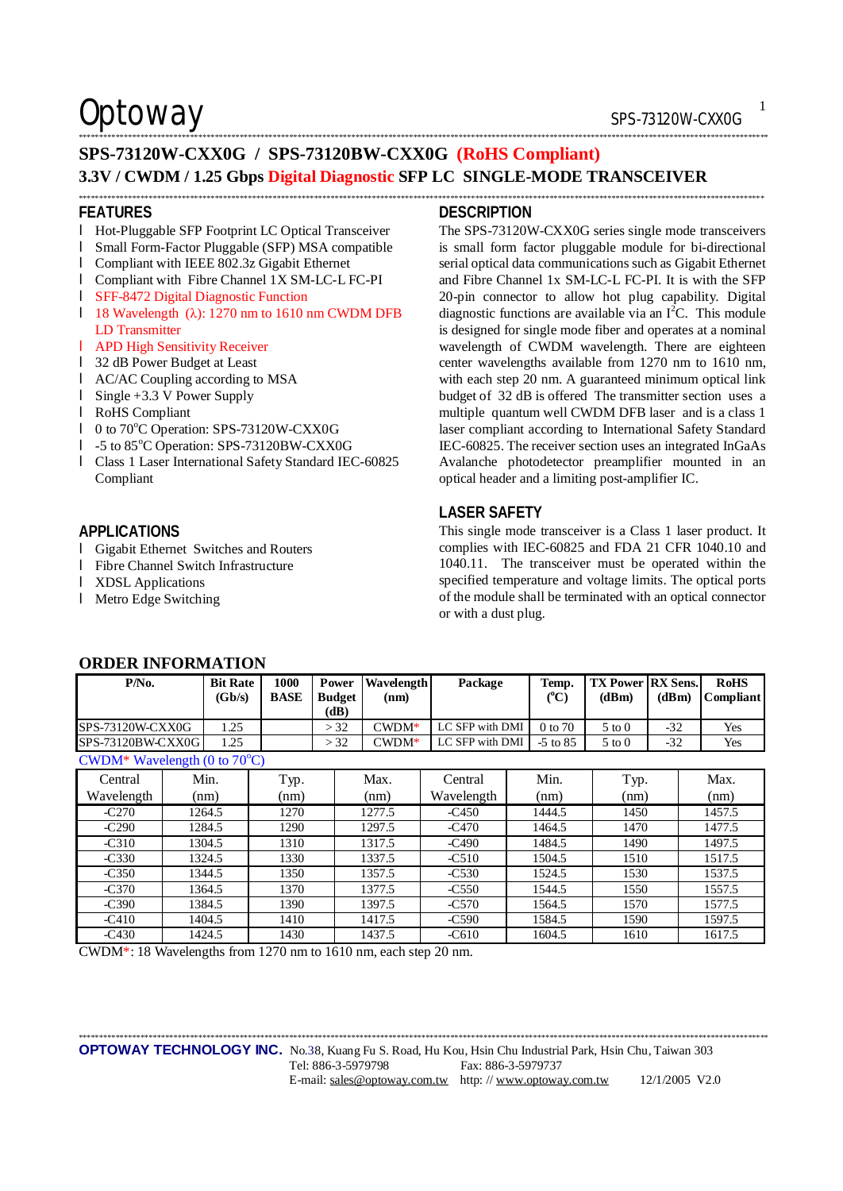# Optoway

## SPS-73120W-CXX0G / SPS-73120BW-CXX0G (RoHS Compliant)

## 3.3V / CWDM / 1.25 Gbps Digital Diagnostic SFP LC SINGLE-MODE TRANSCEIVER

### FEATURES

- Hot-Pluggable SFP Footprint LC Optical Transceiver
- Small Form-Factor Pluggable (SFP) MSA compatible
- Compliant with IEEE 802.3z Gigabit Ethernet
- Compliant with Fibre Channel 1X SM-LC-L FC-PI
- SFF-8472 Digital Diagnostic Function
- 18 Wavelength (λ): 1270 nm to 1610 nm CWDM DFB LD Transmitter
- APD High Sensitivity Receiver
- 32 dB Power Budget at Least
- AC/AC Coupling according to MSA
- Single +3.3 V Power Supply
- RoHS Compliant
- 0 to 70°C Operation: SPS-73120W-CXX0G
- -5 to 85°C Operation: SPS-73120BW-CXX0G
- Class 1 Laser International Safety Standard IEC-60825 Compliant

### APPLICATIONS

- Gigabit Ethernet Switches and Routers
- Fibre Channel Switch Infrastructure
- XDSL Applications
- Metro Edge Switching

### DESCRIPTION

The SPS-73120W-CXX0G series single mode transceivers is small form factor pluggable module for bi-directional serial optical data communications such as Gigabit Ethernet and Fibre Channel 1x SM-LC-L FC-PI. It is with the SFP 20-pin connector to allow hot plug capability. Digital diagnostic functions are available via an $I^2C$. This module is designed for single mode fiber and operates at a nominal wavelength of CWDM wavelength. There are eighteen center wavelengths available from 1270 nm to 1610 nm, with each step 20 nm. A guaranteed minimum optical link budget of 32 dB is offered The transmitter section uses a multiple quantum well CWDM DFB laser and is a class 1 laser compliant according to International Safety Standard IEC-60825. The receiver section uses an integrated InGaAs Avalanche photodetector preamplifier mounted in an optical header and a limiting post-amplifier IC.

### LASER SAFETY

This single mode transceiver is a Class 1 laser product. It complies with IEC-60825 and FDA 21 CFR 1040.10 and 1040.11. The transceiver must be operated within the specified temperature and voltage limits. The optical ports of the module shall be terminated with an optical connector or with a dust plug.

## ORDER INFORMATION

| P/No. | Bit Rate (Gb/s) | 1000 BASE | Power Budget (dB) | Wavelength (nm) | Package | Temp. (°C) | TX Power (dBm) | RX Sens. (dBm) | RoHS Compliant |
|---|---|---|---|---|---|---|---|---|---|
| SPS-73120W-CXX0G | 1.25 | | > 32 | CWDM* | LC SFP with DMI | 0 to 70 | 5 to 0 | -32 | Yes |
| SPS-73120BW-CXX0G | 1.25 | | > 32 | CWDM* | LC SFP with DMI | -5 to 85 | 5 to 0 | -32 | Yes |

CWDM* Wavelength (0 to 70°C)

| Central Wavelength | Min. (nm) | Typ. (nm) | Max. (nm) | Central Wavelength | Min. (nm) | Typ. (nm) | Max. (nm) |
|---|---|---|---|---|---|---|---|
| -C270 | 1264.5 | 1270 | 1277.5 | -C450 | 1444.5 | 1450 | 1457.5 |
| -C290 | 1284.5 | 1290 | 1297.5 | -C470 | 1464.5 | 1470 | 1477.5 |
| -C310 | 1304.5 | 1310 | 1317.5 | -C490 | 1484.5 | 1490 | 1497.5 |
| -C330 | 1324.5 | 1330 | 1337.5 | -C510 | 1504.5 | 1510 | 1517.5 |
| -C350 | 1344.5 | 1350 | 1357.5 | -C530 | 1524.5 | 1530 | 1537.5 |
| -C370 | 1364.5 | 1370 | 1377.5 | -C550 | 1544.5 | 1550 | 1557.5 |
| -C390 | 1384.5 | 1390 | 1397.5 | -C570 | 1564.5 | 1570 | 1577.5 |
| -C410 | 1404.5 | 1410 | 1417.5 | -C590 | 1584.5 | 1590 | 1597.5 |
| -C430 | 1424.5 | 1430 | 1437.5 | -C610 | 1604.5 | 1610 | 1617.5 |

CWDM*: 18 Wavelengths from 1270 nm to 1610 nm, each step 20 nm.

**OPTOWAY TECHNOLOGY INC.** No.38, Kuang Fu S. Road, Hu Kou, Hsin Chu Industrial Park, Hsin Chu, Taiwan 303
Tel: 886-3-5979798 Fax: 886-3-5979737
E-mail: sales@optoway.com.tw http: // www.optoway.com.tw 12/1/2005 V2.0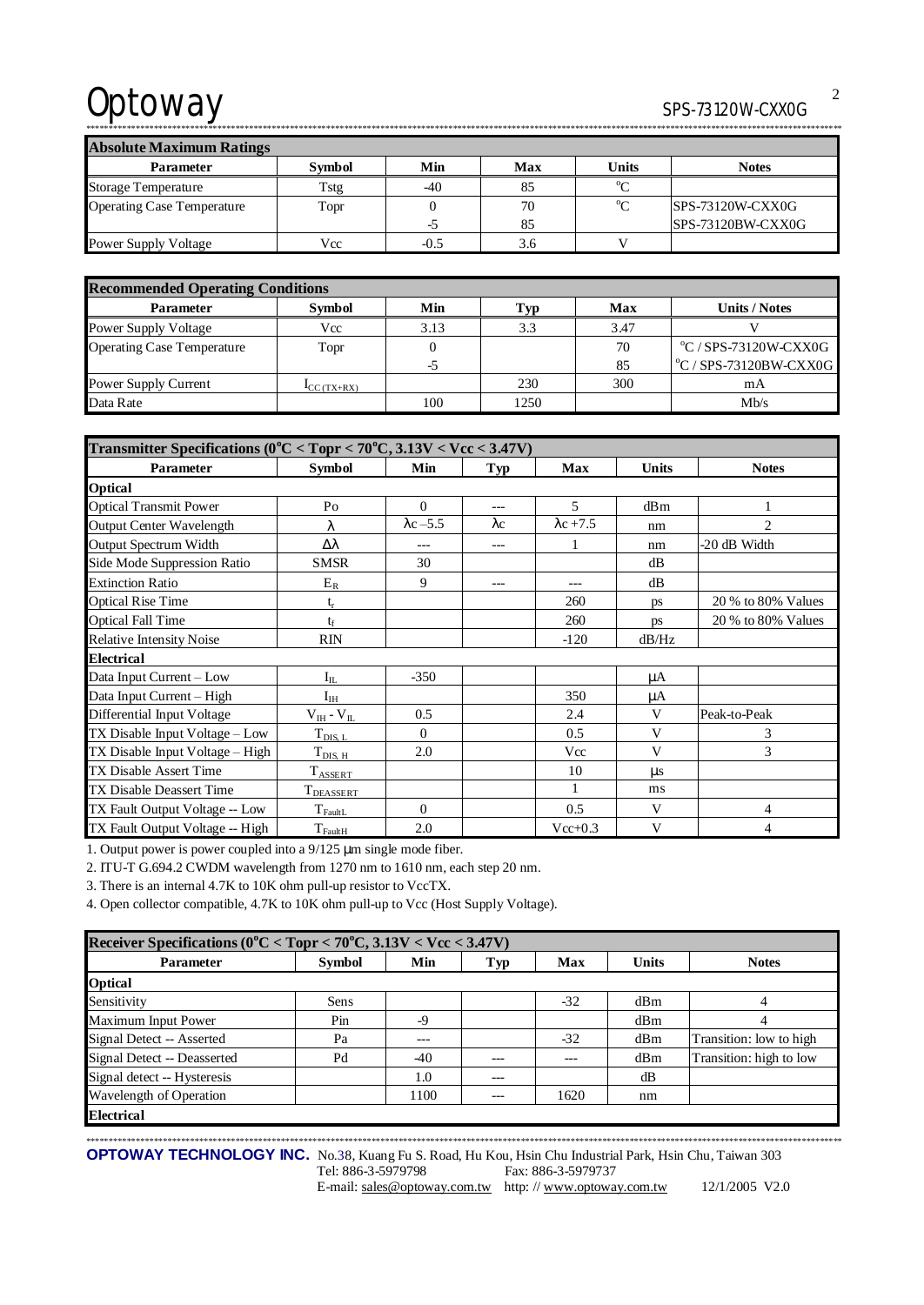## Absolute Maximum Ratings

| Parameter | Symbol | Min | Max | Units | Notes |
|---|---|---|---|---|---|
| Storage Temperature | Tstg | -40 | 85 | °C | |
| Operating Case Temperature | Topr | 0 | 70 | °C | SPS-73120W-CXX0G |
| | | -5 | 85 | | SPS-73120BW-CXX0G |
| Power Supply Voltage | Vcc | -0.5 | 3.6 | V | |

## Recommended Operating Conditions

| Parameter | Symbol | Min | Typ | Max | Units / Notes |
|---|---|---|---|---|---|
| Power Supply Voltage | Vcc | 3.13 | 3.3 | 3.47 | V |
| Operating Case Temperature | Topr | 0 | | 70 | °C / SPS-73120W-CXX0G |
| | | -5 | | 85 | °C / SPS-73120BW-CXX0G |
| Power Supply Current | $I_{CC\ (TX+RX)}$ | | 230 | 300 | mA |
| Data Rate | | 100 | 1250 | | Mb/s |

## Transmitter Specifications (0°C < Topr < 70°C, 3.13V < Vcc < 3.47V)

| Parameter | Symbol | Min | Typ | Max | Units | Notes |
|---|---|---|---|---|---|---|
| **Optical** | | | | | | |
| Optical Transmit Power | Po | 0 | --- | 5 | dBm | 1 |
| Output Center Wavelength | $\lambda$ | $\lambda c - 5.5$ | $\lambda c$ | $\lambda c + 7.5$ | nm | 2 |
| Output Spectrum Width | $\Delta\lambda$ | --- | --- | 1 | nm | -20 dB Width |
| Side Mode Suppression Ratio | SMSR | 30 | | | dB | |
| Extinction Ratio | $E_R$ | 9 | --- | --- | dB | |
| Optical Rise Time | $t_r$ | | | 260 | ps | 20 % to 80% Values |
| Optical Fall Time | $t_f$ | | | 260 | ps | 20 % to 80% Values |
| Relative Intensity Noise | RIN | | | -120 | dB/Hz | |
| **Electrical** | | | | | | |
| Data Input Current – Low | $I_{IL}$ | -350 | | | μA | |
| Data Input Current – High | $I_{IH}$ | | | 350 | μA | |
| Differential Input Voltage | $V_{IH} - V_{IL}$ | 0.5 | | 2.4 | V | Peak-to-Peak |
| TX Disable Input Voltage – Low | $T_{DIS,\ L}$ | 0 | | 0.5 | V | 3 |
| TX Disable Input Voltage – High | $T_{DIS,\ H}$ | 2.0 | | Vcc | V | 3 |
| TX Disable Assert Time | $T_{ASSERT}$ | | | 10 | μs | |
| TX Disable Deassert Time | $T_{DEASSERT}$ | | | 1 | ms | |
| TX Fault Output Voltage -- Low | $T_{FaultL}$ | 0 | | 0.5 | V | 4 |
| TX Fault Output Voltage -- High | $T_{FaultH}$ | 2.0 | | Vcc+0.3 | V | 4 |

1. Output power is power coupled into a 9/125 μm single mode fiber.
2. ITU-T G.694.2 CWDM wavelength from 1270 nm to 1610 nm, each step 20 nm.
3. There is an internal 4.7K to 10K ohm pull-up resistor to VccTX.
4. Open collector compatible, 4.7K to 10K ohm pull-up to Vcc (Host Supply Voltage).

## Receiver Specifications (0°C < Topr < 70°C, 3.13V < Vcc < 3.47V)

| Parameter | Symbol | Min | Typ | Max | Units | Notes |
|---|---|---|---|---|---|---|
| **Optical** | | | | | | |
| Sensitivity | Sens | | | -32 | dBm | 4 |
| Maximum Input Power | Pin | -9 | | | dBm | 4 |
| Signal Detect -- Asserted | Pa | --- | | -32 | dBm | Transition: low to high |
| Signal Detect -- Deasserted | Pd | -40 | --- | --- | dBm | Transition: high to low |
| Signal detect -- Hysteresis | | 1.0 | --- | | dB | |
| Wavelength of Operation | | 1100 | --- | 1620 | nm | |
| **Electrical** | | | | | | |

**OPTOWAY TECHNOLOGY INC.** No.38, Kuang Fu S. Road, Hu Kou, Hsin Chu Industrial Park, Hsin Chu, Taiwan 303
Tel: 886-3-5979798 Fax: 886-3-5979737
E-mail: sales@optoway.com.tw http: // www.optoway.com.tw 12/1/2005 V2.0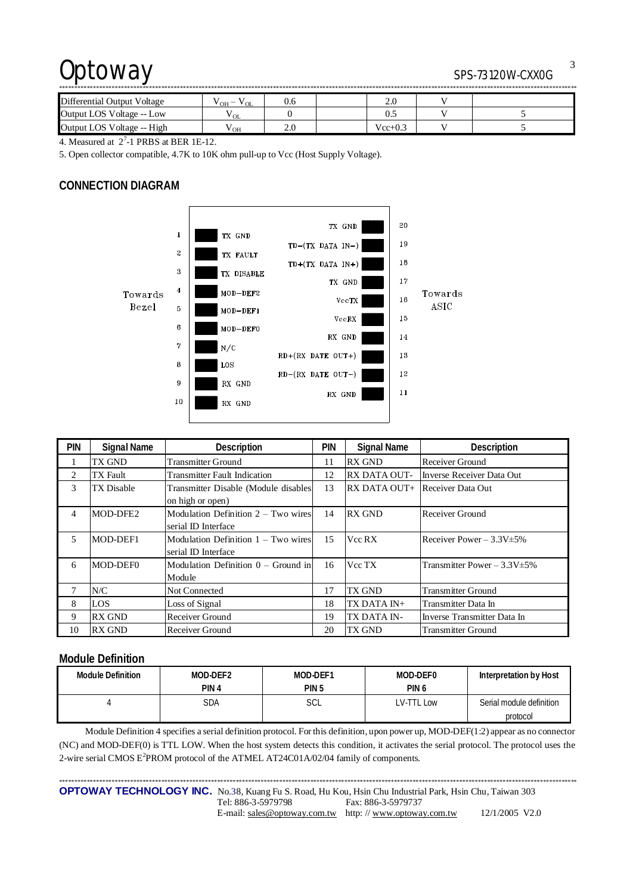| Differential Output Voltage | $V_{OH} - V_{OL}$ | 0.6 | | 2.0 | V | |
|---|---|---|---|---|---|---|
| Output LOS Voltage -- Low | $V_{OL}$ | 0 | | 0.5 | V | 5 |
| Output LOS Voltage -- High | $V_{OH}$ | 2.0 | | Vcc+0.3 | V | 5 |

4. Measured at $2^7$-1 PRBS at BER 1E-12.

5. Open collector compatible, 4.7K to 10K ohm pull-up to Vcc (Host Supply Voltage).

## CONNECTION DIAGRAM

Towards Bezel

| Pin | Signal | Signal | Pin |
|---|---|---|---|
| 1 | TX GND | TX GND | 20 |
| 2 | TX FAULT | TD-(TX DATA IN-) | 19 |
| 3 | TX DISABLE | TD+(TX DATA IN+) | 18 |
| 4 | MOD-DEF2 | TX GND | 17 |
| 5 | MOD-DEF1 | VccTX | 16 |
| 6 | MOD-DEF0 | VccRX | 15 |
| 7 | N/C | RX GND | 14 |
| 8 | LOS | RD+(RX DATE OUT+) | 13 |
| 9 | RX GND | RD-(RX DATE OUT-) | 12 |
| 10 | RX GND | RX GND | 11 |

Towards ASIC

| PIN | Signal Name | Description | PIN | Signal Name | Description |
|---|---|---|---|---|---|
| 1 | TX GND | Transmitter Ground | 11 | RX GND | Receiver Ground |
| 2 | TX Fault | Transmitter Fault Indication | 12 | RX DATA OUT- | Inverse Receiver Data Out |
| 3 | TX Disable | Transmitter Disable (Module disables on high or open) | 13 | RX DATA OUT+ | Receiver Data Out |
| 4 | MOD-DFE2 | Modulation Definition 2 – Two wires serial ID Interface | 14 | RX GND | Receiver Ground |
| 5 | MOD-DEF1 | Modulation Definition 1 – Two wires serial ID Interface | 15 | Vcc RX | Receiver Power – 3.3V±5% |
| 6 | MOD-DEF0 | Modulation Definition 0 – Ground in Module | 16 | Vcc TX | Transmitter Power – 3.3V±5% |
| 7 | N/C | Not Connected | 17 | TX GND | Transmitter Ground |
| 8 | LOS | Loss of Signal | 18 | TX DATA IN+ | Transmitter Data In |
| 9 | RX GND | Receiver Ground | 19 | TX DATA IN- | Inverse Transmitter Data In |
| 10 | RX GND | Receiver Ground | 20 | TX GND | Transmitter Ground |

## Module Definition

| Module Definition | MOD-DEF2 PIN 4 | MOD-DEF1 PIN 5 | MOD-DEF0 PIN 6 | Interpretation by Host |
|---|---|---|---|---|
| 4 | SDA | SCL | LV-TTL Low | Serial module definition protocol |

Module Definition 4 specifies a serial definition protocol. For this definition, upon power up, MOD-DEF(1:2) appear as no connector (NC) and MOD-DEF(0) is TTL LOW. When the host system detects this condition, it activates the serial protocol. The protocol uses the 2-wire serial CMOS $E^2$PROM protocol of the ATMEL AT24C01A/02/04 family of components.

**OPTOWAY TECHNOLOGY INC.** No.38, Kuang Fu S. Road, Hu Kou, Hsin Chu Industrial Park, Hsin Chu, Taiwan 303
Tel: 886-3-5979798 Fax: 886-3-5979737
E-mail: sales@optoway.com.tw http: // www.optoway.com.tw 12/1/2005 V2.0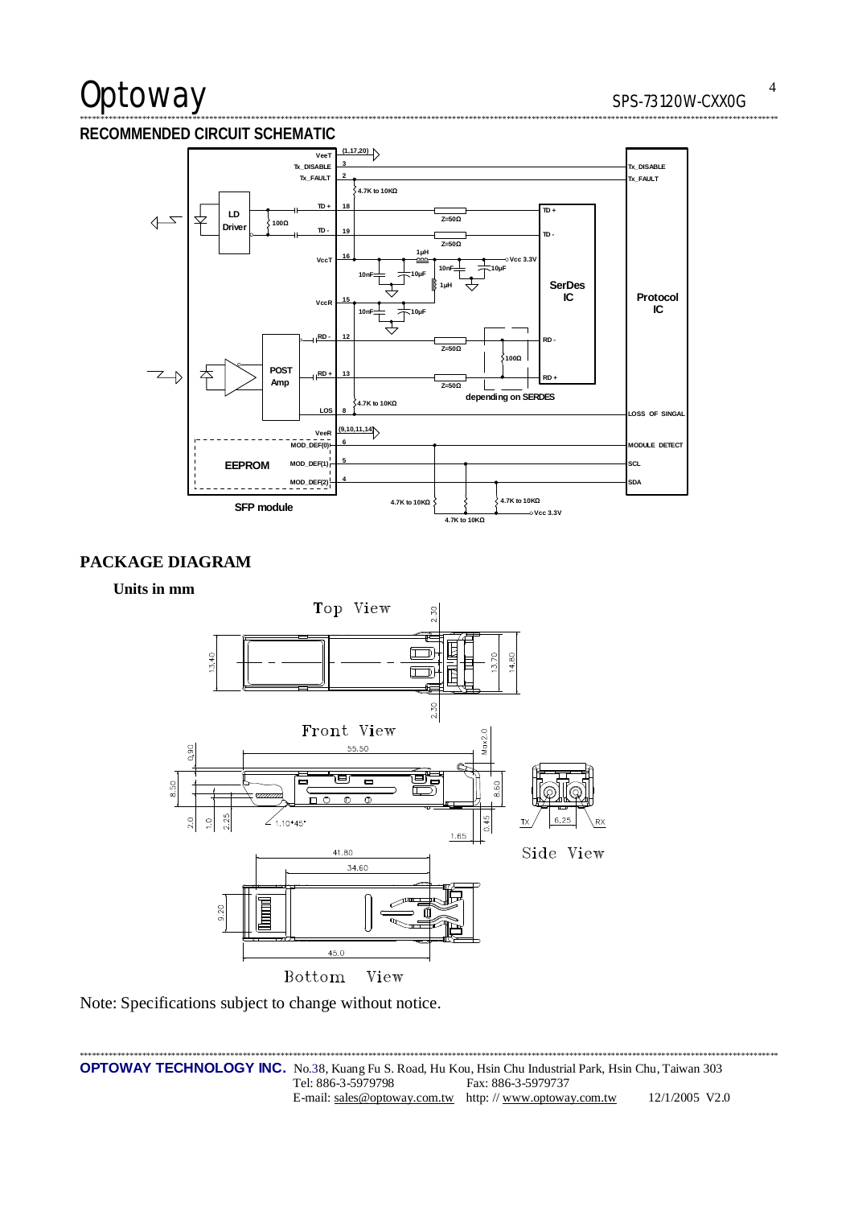## RECOMMENDED CIRCUIT SCHEMATIC

VeeT (1,17,20)
Tx_DISABLE 3
Tx_FAULT 2
4.7K to 10KΩ
TD+ 18
TD- 19
LD Driver
100Ω
Z=50Ω
Z=50Ω
VccT 16
1μH
10nF
10μF
Vcc 3.3V
10nF
10μF
1μH
VccR 15
10nF
10μF
RD- 12
RD+ 13
POST Amp
Z=50Ω
Z=50Ω
100Ω
depending on SERDES
4.7K to 10KΩ
LOS 8
VeeR (9,10,11,14)
MOD_DEF(0) 6
MOD_DEF(1) 5
MOD_DEF(2) 4
EEPROM
SFP module
4.7K to 10KΩ
4.7K to 10KΩ
4.7K to 10KΩ
Vcc 3.3V
SerDes IC
TD+
TD-
RD-
RD+
Protocol IC
Tx_DISABLE
Tx_FAULT
LOSS OF SINGAL
MODULE DETECT
SCL
SDA

## PACKAGE DIAGRAM

**Units in mm**

Top View
2.30
13.40
13.70
14.80
2.30

Front View
0.90
55.50
Max2.0
8.50
8.60
2.0
1.0
2.25
1.10*45°
0.45
1.65

TX
6.25
RX
Side View

41.80
34.60
9.20
45.0
Bottom View

Note: Specifications subject to change without notice.

**OPTOWAY TECHNOLOGY INC.** No.38, Kuang Fu S. Road, Hu Kou, Hsin Chu Industrial Park, Hsin Chu, Taiwan 303
Tel: 886-3-5979798 Fax: 886-3-5979737
E-mail: sales@optoway.com.tw http: // www.optoway.com.tw 12/1/2005 V2.0